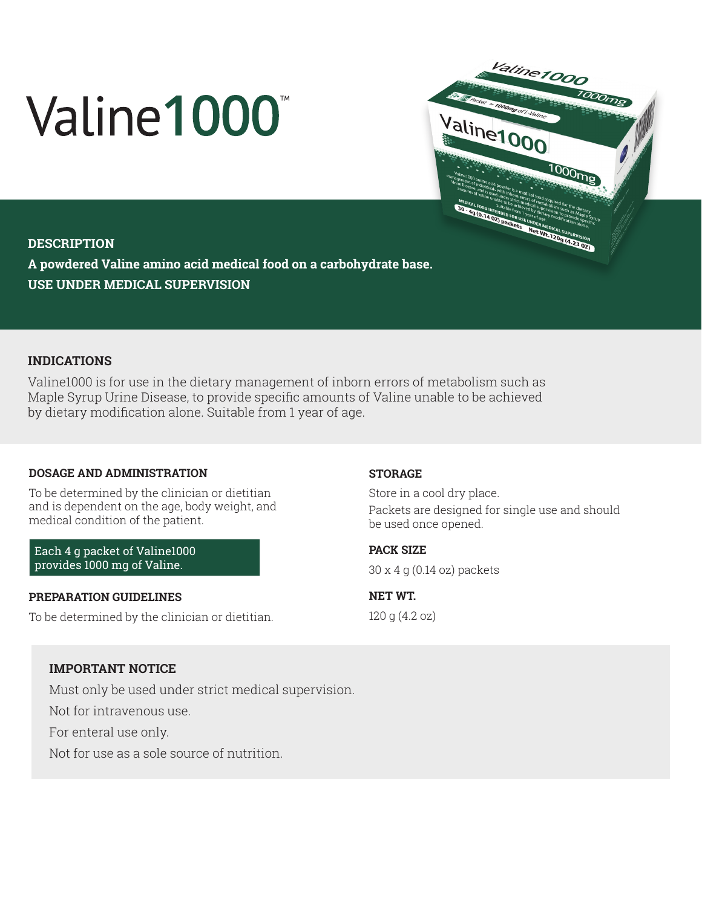# Valine1000™

## DESCRIPTION

**A powdered Valine amino acid medical food on a carbohydrate base.**
**USE UNDER MEDICAL SUPERVISION**

## INDICATIONS

Valine1000 is for use in the dietary management of inborn errors of metabolism such as Maple Syrup Urine Disease, to provide specific amounts of Valine unable to be achieved by dietary modification alone. Suitable from 1 year of age.

### DOSAGE AND ADMINISTRATION

To be determined by the clinician or dietitian and is dependent on the age, body weight, and medical condition of the patient.

Each 4 g packet of Valine1000 provides 1000 mg of Valine.

### PREPARATION GUIDELINES

To be determined by the clinician or dietitian.

### STORAGE

Store in a cool dry place.

Packets are designed for single use and should be used once opened.

### PACK SIZE

30 x 4 g (0.14 oz) packets

### NET WT.

120 g (4.2 oz)

### IMPORTANT NOTICE

Must only be used under strict medical supervision.

Not for intravenous use.

For enteral use only.

Not for use as a sole source of nutrition.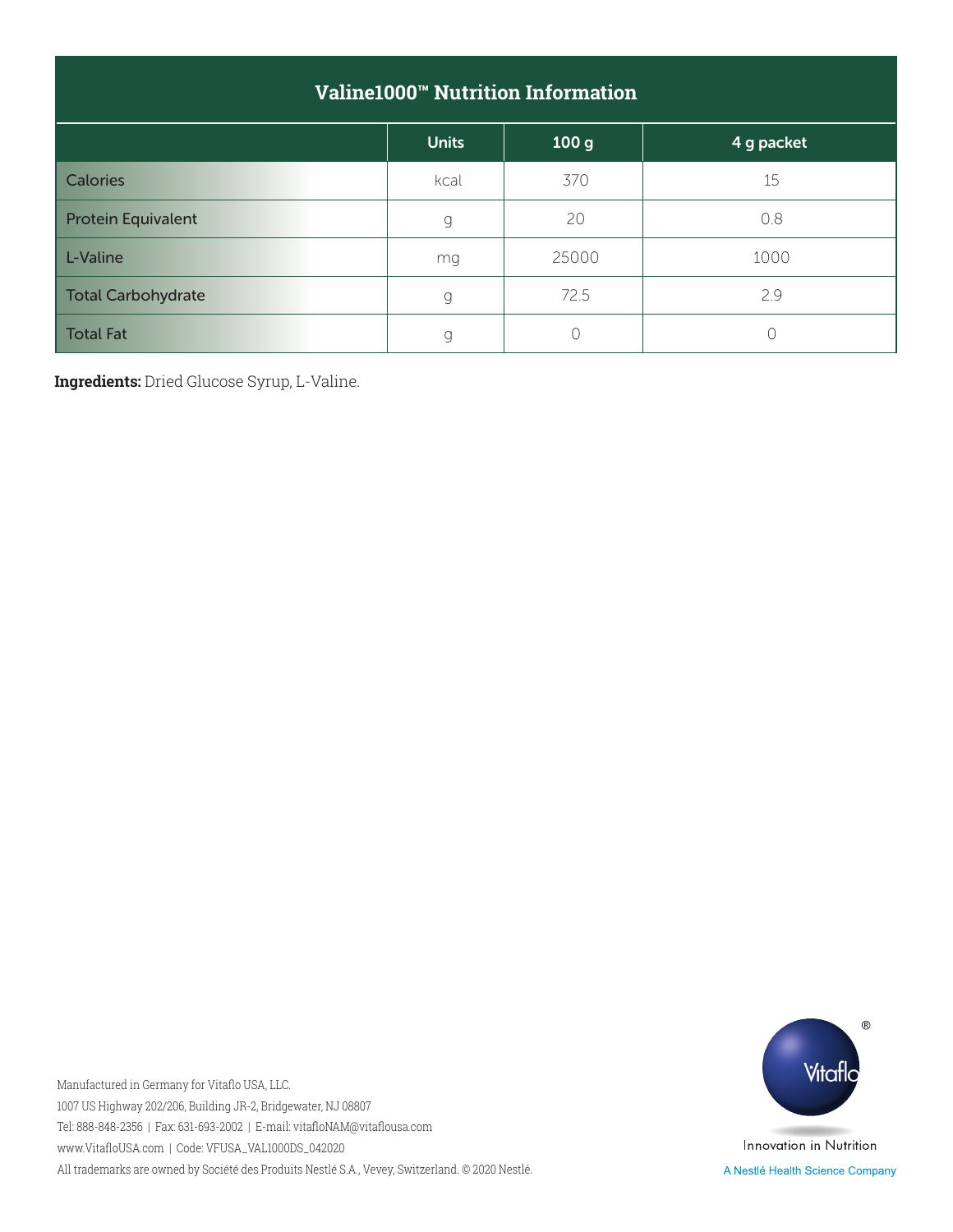## Valine1000™ Nutrition Information

| | Units | 100 g | 4 g packet |
|---|---|---|---|
| Calories | kcal | 370 | 15 |
| Protein Equivalent | g | 20 | 0.8 |
| L-Valine | mg | 25000 | 1000 |
| Total Carbohydrate | g | 72.5 | 2.9 |
| Total Fat | g | 0 | 0 |

**Ingredients:** Dried Glucose Syrup, L-Valine.

Manufactured in Germany for Vitaflo USA, LLC.
1007 US Highway 202/206, Building JR-2, Bridgewater, NJ 08807
Tel: 888-848-2356 | Fax: 631-693-2002 | E-mail: vitafloNAM@vitaflousa.com
www.VitafloUSA.com | Code: VFUSA_VAL1000DS_042020
All trademarks are owned by Société des Produits Nestlé S.A., Vevey, Switzerland. © 2020 Nestlé.

Vitaflo®
Innovation in Nutrition
A Nestlé Health Science Company